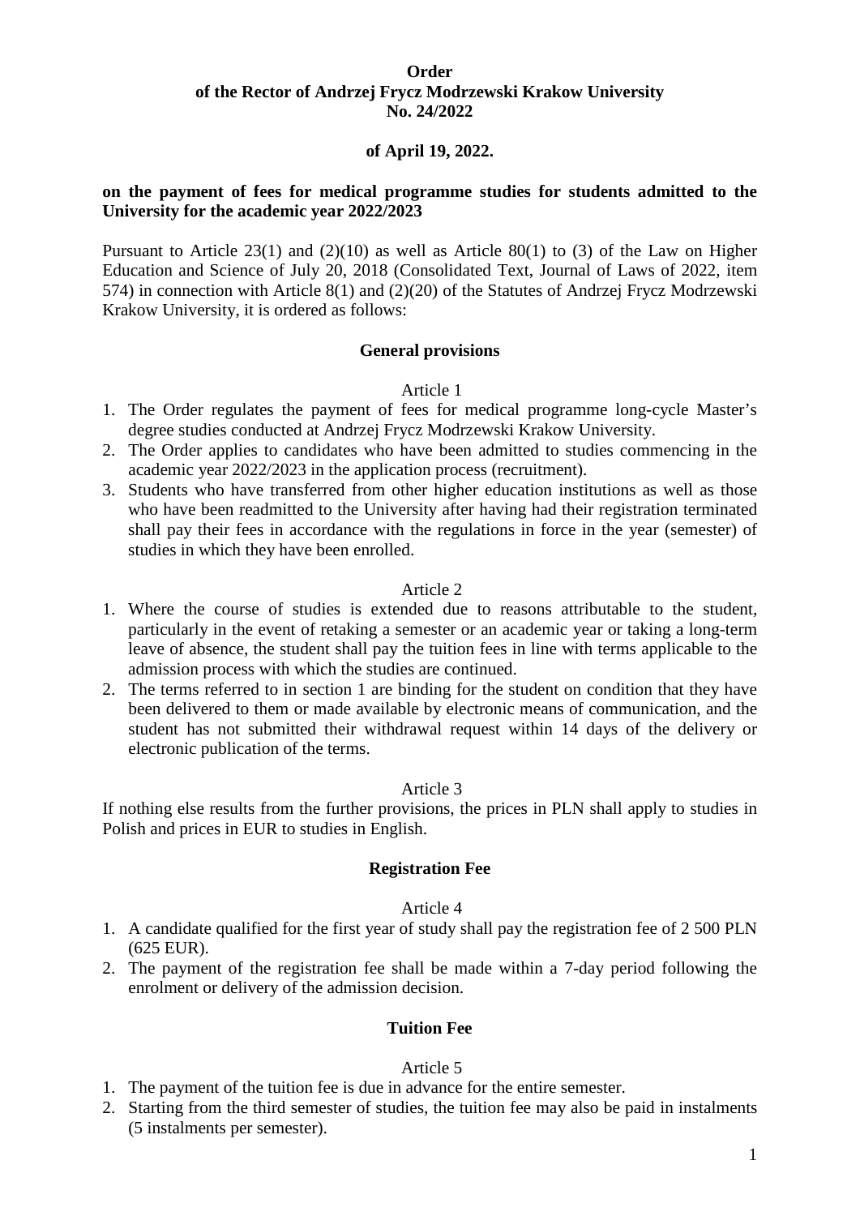**Order**
**of the Rector of Andrzej Frycz Modrzewski Krakow University**
**No. 24/2022**

**of April 19, 2022.**

**on the payment of fees for medical programme studies for students admitted to the University for the academic year 2022/2023**

Pursuant to Article 23(1) and (2)(10) as well as Article 80(1) to (3) of the Law on Higher Education and Science of July 20, 2018 (Consolidated Text, Journal of Laws of 2022, item 574) in connection with Article 8(1) and (2)(20) of the Statutes of Andrzej Frycz Modrzewski Krakow University, it is ordered as follows:

## General provisions

Article 1

1. The Order regulates the payment of fees for medical programme long-cycle Master's degree studies conducted at Andrzej Frycz Modrzewski Krakow University.
2. The Order applies to candidates who have been admitted to studies commencing in the academic year 2022/2023 in the application process (recruitment).
3. Students who have transferred from other higher education institutions as well as those who have been readmitted to the University after having had their registration terminated shall pay their fees in accordance with the regulations in force in the year (semester) of studies in which they have been enrolled.

Article 2

1. Where the course of studies is extended due to reasons attributable to the student, particularly in the event of retaking a semester or an academic year or taking a long-term leave of absence, the student shall pay the tuition fees in line with terms applicable to the admission process with which the studies are continued.
2. The terms referred to in section 1 are binding for the student on condition that they have been delivered to them or made available by electronic means of communication, and the student has not submitted their withdrawal request within 14 days of the delivery or electronic publication of the terms.

Article 3

If nothing else results from the further provisions, the prices in PLN shall apply to studies in Polish and prices in EUR to studies in English.

## Registration Fee

Article 4

1. A candidate qualified for the first year of study shall pay the registration fee of 2 500 PLN (625 EUR).
2. The payment of the registration fee shall be made within a 7-day period following the enrolment or delivery of the admission decision.

## Tuition Fee

Article 5

1. The payment of the tuition fee is due in advance for the entire semester.
2. Starting from the third semester of studies, the tuition fee may also be paid in instalments (5 instalments per semester).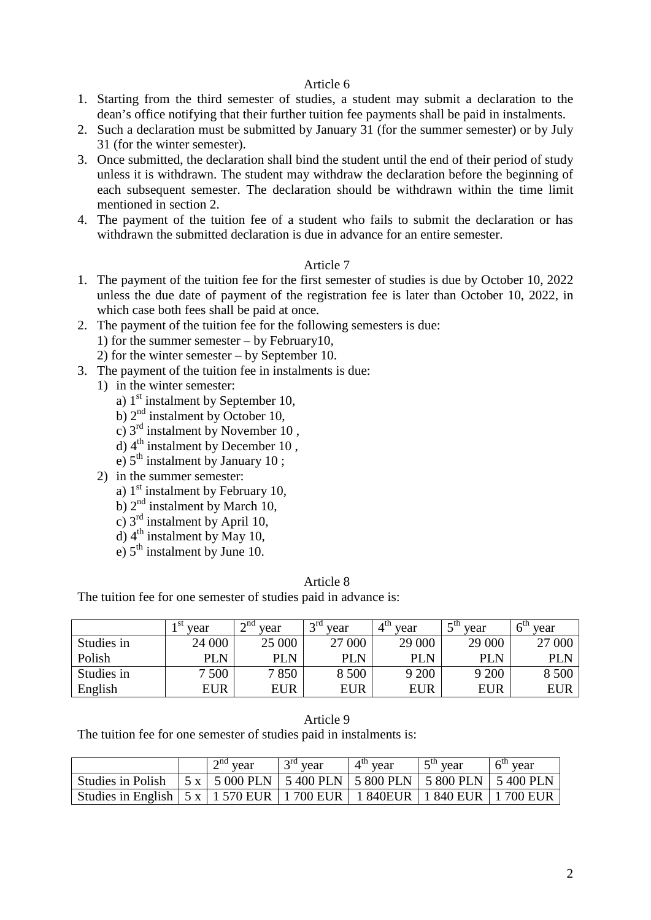Article 6

1. Starting from the third semester of studies, a student may submit a declaration to the dean's office notifying that their further tuition fee payments shall be paid in instalments.
2. Such a declaration must be submitted by January 31 (for the summer semester) or by July 31 (for the winter semester).
3. Once submitted, the declaration shall bind the student until the end of their period of study unless it is withdrawn. The student may withdraw the declaration before the beginning of each subsequent semester. The declaration should be withdrawn within the time limit mentioned in section 2.
4. The payment of the tuition fee of a student who fails to submit the declaration or has withdrawn the submitted declaration is due in advance for an entire semester.

Article 7

1. The payment of the tuition fee for the first semester of studies is due by October 10, 2022 unless the due date of payment of the registration fee is later than October 10, 2022, in which case both fees shall be paid at once.
2. The payment of the tuition fee for the following semesters is due:
   1) for the summer semester – by February10,
   2) for the winter semester – by September 10.
3. The payment of the tuition fee in instalments is due:
   1) in the winter semester:
      a) 1st instalment by September 10,
      b) 2nd instalment by October 10,
      c) 3rd instalment by November 10 ,
      d) 4th instalment by December 10 ,
      e) 5th instalment by January 10 ;
   2) in the summer semester:
      a) 1st instalment by February 10,
      b) 2nd instalment by March 10,
      c) 3rd instalment by April 10,
      d) 4th instalment by May 10,
      e) 5th instalment by June 10.

Article 8

The tuition fee for one semester of studies paid in advance is:

| | 1st year | 2nd year | 3rd year | 4th year | 5th year | 6th year |
|---|---|---|---|---|---|---|
| Studies in Polish | 24 000 PLN | 25 000 PLN | 27 000 PLN | 29 000 PLN | 29 000 PLN | 27 000 PLN |
| Studies in English | 7 500 EUR | 7 850 EUR | 8 500 EUR | 9 200 EUR | 9 200 EUR | 8 500 EUR |

Article 9

The tuition fee for one semester of studies paid in instalments is:

| | | 2nd year | 3rd year | 4th year | 5th year | 6th year |
|---|---|---|---|---|---|---|
| Studies in Polish | 5 x | 5 000 PLN | 5 400 PLN | 5 800 PLN | 5 800 PLN | 5 400 PLN |
| Studies in English | 5 x | 1 570 EUR | 1 700 EUR | 1 840EUR | 1 840 EUR | 1 700 EUR |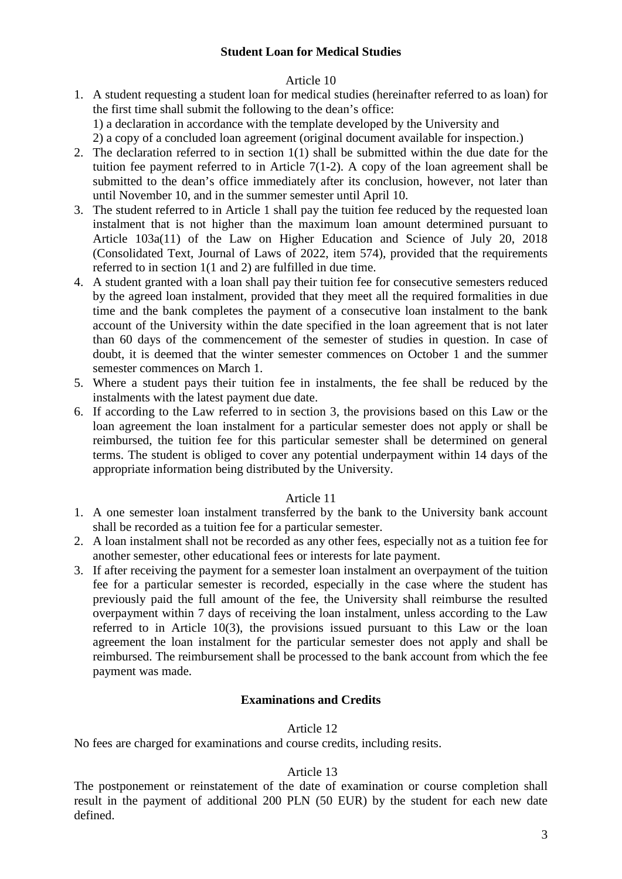## Student Loan for Medical Studies

Article 10

1. A student requesting a student loan for medical studies (hereinafter referred to as loan) for the first time shall submit the following to the dean's office:
   1) a declaration in accordance with the template developed by the University and
   2) a copy of a concluded loan agreement (original document available for inspection.)
2. The declaration referred to in section 1(1) shall be submitted within the due date for the tuition fee payment referred to in Article 7(1-2). A copy of the loan agreement shall be submitted to the dean's office immediately after its conclusion, however, not later than until November 10, and in the summer semester until April 10.
3. The student referred to in Article 1 shall pay the tuition fee reduced by the requested loan instalment that is not higher than the maximum loan amount determined pursuant to Article 103a(11) of the Law on Higher Education and Science of July 20, 2018 (Consolidated Text, Journal of Laws of 2022, item 574), provided that the requirements referred to in section 1(1 and 2) are fulfilled in due time.
4. A student granted with a loan shall pay their tuition fee for consecutive semesters reduced by the agreed loan instalment, provided that they meet all the required formalities in due time and the bank completes the payment of a consecutive loan instalment to the bank account of the University within the date specified in the loan agreement that is not later than 60 days of the commencement of the semester of studies in question. In case of doubt, it is deemed that the winter semester commences on October 1 and the summer semester commences on March 1.
5. Where a student pays their tuition fee in instalments, the fee shall be reduced by the instalments with the latest payment due date.
6. If according to the Law referred to in section 3, the provisions based on this Law or the loan agreement the loan instalment for a particular semester does not apply or shall be reimbursed, the tuition fee for this particular semester shall be determined on general terms. The student is obliged to cover any potential underpayment within 14 days of the appropriate information being distributed by the University.

Article 11

1. A one semester loan instalment transferred by the bank to the University bank account shall be recorded as a tuition fee for a particular semester.
2. A loan instalment shall not be recorded as any other fees, especially not as a tuition fee for another semester, other educational fees or interests for late payment.
3. If after receiving the payment for a semester loan instalment an overpayment of the tuition fee for a particular semester is recorded, especially in the case where the student has previously paid the full amount of the fee, the University shall reimburse the resulted overpayment within 7 days of receiving the loan instalment, unless according to the Law referred to in Article 10(3), the provisions issued pursuant to this Law or the loan agreement the loan instalment for the particular semester does not apply and shall be reimbursed. The reimbursement shall be processed to the bank account from which the fee payment was made.

## Examinations and Credits

Article 12

No fees are charged for examinations and course credits, including resits.

Article 13

The postponement or reinstatement of the date of examination or course completion shall result in the payment of additional 200 PLN (50 EUR) by the student for each new date defined.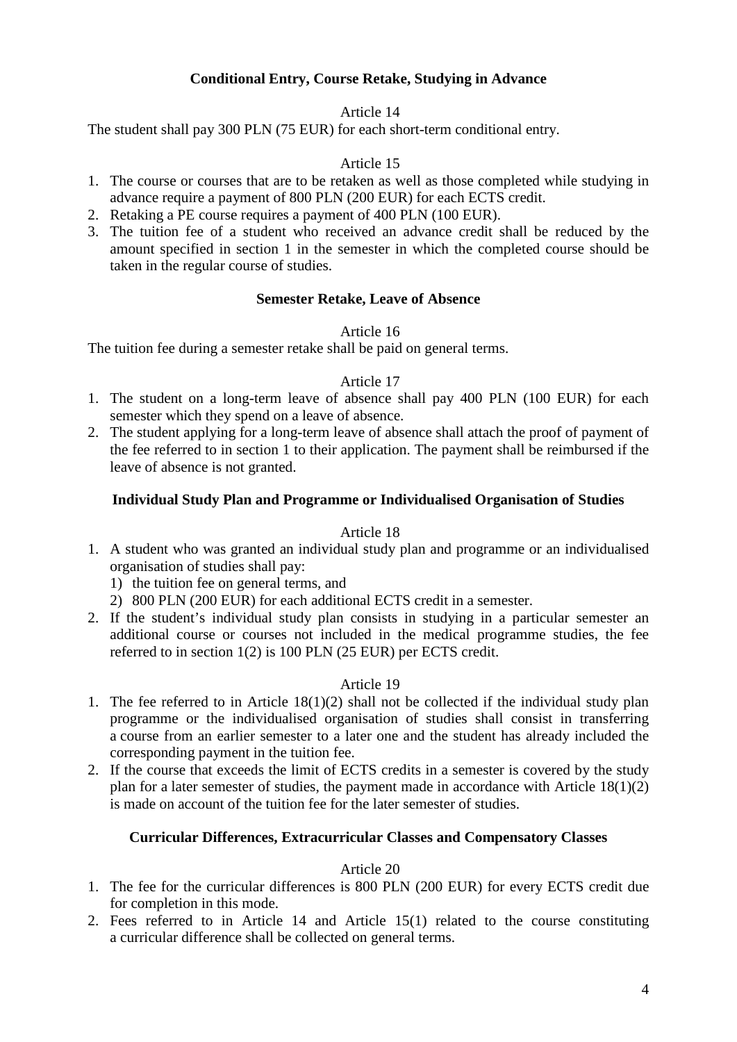### Conditional Entry, Course Retake, Studying in Advance

Article 14

The student shall pay 300 PLN (75 EUR) for each short-term conditional entry.

Article 15

1. The course or courses that are to be retaken as well as those completed while studying in advance require a payment of 800 PLN (200 EUR) for each ECTS credit.
2. Retaking a PE course requires a payment of 400 PLN (100 EUR).
3. The tuition fee of a student who received an advance credit shall be reduced by the amount specified in section 1 in the semester in which the completed course should be taken in the regular course of studies.

### Semester Retake, Leave of Absence

Article 16

The tuition fee during a semester retake shall be paid on general terms.

Article 17

1. The student on a long-term leave of absence shall pay 400 PLN (100 EUR) for each semester which they spend on a leave of absence.
2. The student applying for a long-term leave of absence shall attach the proof of payment of the fee referred to in section 1 to their application. The payment shall be reimbursed if the leave of absence is not granted.

### Individual Study Plan and Programme or Individualised Organisation of Studies

Article 18

1. A student who was granted an individual study plan and programme or an individualised organisation of studies shall pay:
   1) the tuition fee on general terms, and
   2) 800 PLN (200 EUR) for each additional ECTS credit in a semester.
2. If the student's individual study plan consists in studying in a particular semester an additional course or courses not included in the medical programme studies, the fee referred to in section 1(2) is 100 PLN (25 EUR) per ECTS credit.

Article 19

1. The fee referred to in Article 18(1)(2) shall not be collected if the individual study plan programme or the individualised organisation of studies shall consist in transferring a course from an earlier semester to a later one and the student has already included the corresponding payment in the tuition fee.
2. If the course that exceeds the limit of ECTS credits in a semester is covered by the study plan for a later semester of studies, the payment made in accordance with Article 18(1)(2) is made on account of the tuition fee for the later semester of studies.

### Curricular Differences, Extracurricular Classes and Compensatory Classes

Article 20

1. The fee for the curricular differences is 800 PLN (200 EUR) for every ECTS credit due for completion in this mode.
2. Fees referred to in Article 14 and Article 15(1) related to the course constituting a curricular difference shall be collected on general terms.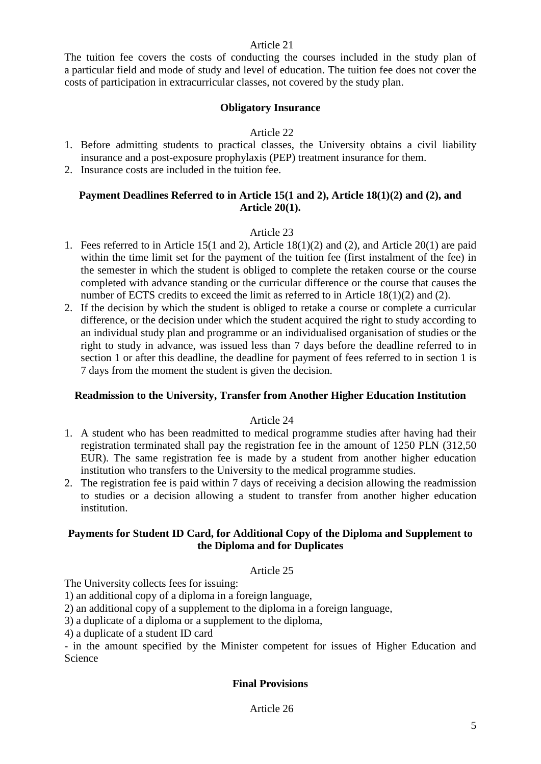Article 21

The tuition fee covers the costs of conducting the courses included in the study plan of a particular field and mode of study and level of education. The tuition fee does not cover the costs of participation in extracurricular classes, not covered by the study plan.

**Obligatory Insurance**

Article 22

1. Before admitting students to practical classes, the University obtains a civil liability insurance and a post-exposure prophylaxis (PEP) treatment insurance for them.
2. Insurance costs are included in the tuition fee.

**Payment Deadlines Referred to in Article 15(1 and 2), Article 18(1)(2) and (2), and Article 20(1).**

Article 23

1. Fees referred to in Article 15(1 and 2), Article 18(1)(2) and (2), and Article 20(1) are paid within the time limit set for the payment of the tuition fee (first instalment of the fee) in the semester in which the student is obliged to complete the retaken course or the course completed with advance standing or the curricular difference or the course that causes the number of ECTS credits to exceed the limit as referred to in Article 18(1)(2) and (2).
2. If the decision by which the student is obliged to retake a course or complete a curricular difference, or the decision under which the student acquired the right to study according to an individual study plan and programme or an individualised organisation of studies or the right to study in advance, was issued less than 7 days before the deadline referred to in section 1 or after this deadline, the deadline for payment of fees referred to in section 1 is 7 days from the moment the student is given the decision.

**Readmission to the University, Transfer from Another Higher Education Institution**

Article 24

1. A student who has been readmitted to medical programme studies after having had their registration terminated shall pay the registration fee in the amount of 1250 PLN (312,50 EUR). The same registration fee is made by a student from another higher education institution who transfers to the University to the medical programme studies.
2. The registration fee is paid within 7 days of receiving a decision allowing the readmission to studies or a decision allowing a student to transfer from another higher education institution.

**Payments for Student ID Card, for Additional Copy of the Diploma and Supplement to the Diploma and for Duplicates**

Article 25

The University collects fees for issuing:

1) an additional copy of a diploma in a foreign language,
2) an additional copy of a supplement to the diploma in a foreign language,
3) a duplicate of a diploma or a supplement to the diploma,
4) a duplicate of a student ID card

- in the amount specified by the Minister competent for issues of Higher Education and Science

**Final Provisions**

Article 26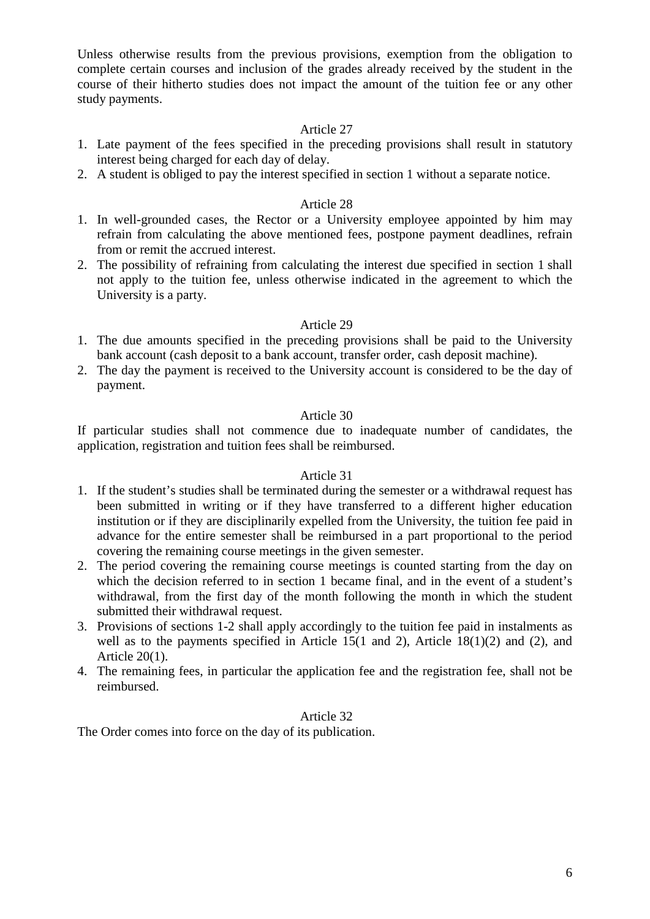Unless otherwise results from the previous provisions, exemption from the obligation to complete certain courses and inclusion of the grades already received by the student in the course of their hitherto studies does not impact the amount of the tuition fee or any other study payments.

Article 27

1. Late payment of the fees specified in the preceding provisions shall result in statutory interest being charged for each day of delay.
2. A student is obliged to pay the interest specified in section 1 without a separate notice.

Article 28

1. In well-grounded cases, the Rector or a University employee appointed by him may refrain from calculating the above mentioned fees, postpone payment deadlines, refrain from or remit the accrued interest.
2. The possibility of refraining from calculating the interest due specified in section 1 shall not apply to the tuition fee, unless otherwise indicated in the agreement to which the University is a party.

Article 29

1. The due amounts specified in the preceding provisions shall be paid to the University bank account (cash deposit to a bank account, transfer order, cash deposit machine).
2. The day the payment is received to the University account is considered to be the day of payment.

Article 30

If particular studies shall not commence due to inadequate number of candidates, the application, registration and tuition fees shall be reimbursed.

Article 31

1. If the student's studies shall be terminated during the semester or a withdrawal request has been submitted in writing or if they have transferred to a different higher education institution or if they are disciplinarily expelled from the University, the tuition fee paid in advance for the entire semester shall be reimbursed in a part proportional to the period covering the remaining course meetings in the given semester.
2. The period covering the remaining course meetings is counted starting from the day on which the decision referred to in section 1 became final, and in the event of a student's withdrawal, from the first day of the month following the month in which the student submitted their withdrawal request.
3. Provisions of sections 1-2 shall apply accordingly to the tuition fee paid in instalments as well as to the payments specified in Article 15(1 and 2), Article 18(1)(2) and (2), and Article 20(1).
4. The remaining fees, in particular the application fee and the registration fee, shall not be reimbursed.

Article 32

The Order comes into force on the day of its publication.